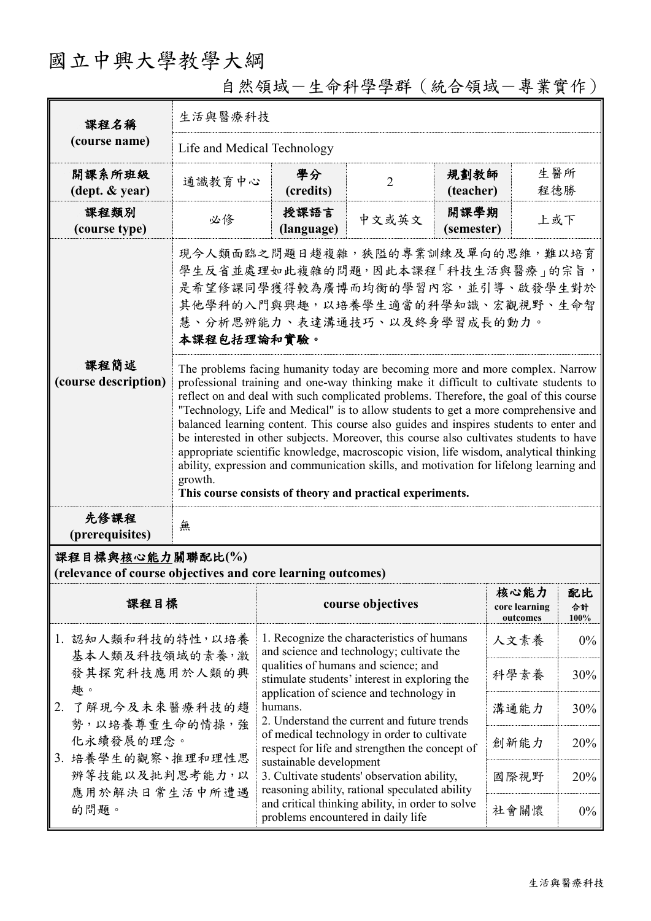# 國立中興大學教學大綱

## 自然領域－生命科學學群（統合領域－專業實作）

| 課程名稱 (course name) | 生活與醫療科技 | | | | |
|---|---|---|---|---|---|
| | Life and Medical Technology | | | | |
| 開課系所班級 (dept. & year) | 通識教育中心 | 學分 (credits) | 2 | 規劃教師 (teacher) | 生醫所 程德勝 |
| 課程類別 (course type) | 必修 | 授課語言 (language) | 中文或英文 | 開課學期 (semester) | 上或下 |
| 課程簡述 (course description) | 現今人類面臨之問題日趨複雜，狹隘的專業訓練及單向的思維，難以培育學生反省並處理如此複雜的問題，因此本課程「科技生活與醫療」的宗旨，是希望修課同學獲得較為廣博而均衡的學習內容，並引導、啟發學生對於其他學科的入門與興趣，以培養學生適當的科學知識、宏觀視野、生命智慧、分析思辨能力、表達溝通技巧、以及終身學習成長的動力。**本課程包括理論和實驗。** | | | | |
| | The problems facing humanity today are becoming more and more complex. Narrow professional training and one-way thinking make it difficult to cultivate students to reflect on and deal with such complicated problems. Therefore, the goal of this course "Technology, Life and Medical" is to allow students to get a more comprehensive and balanced learning content. This course also guides and inspires students to enter and be interested in other subjects. Moreover, this course also cultivates students to have appropriate scientific knowledge, macroscopic vision, life wisdom, analytical thinking ability, expression and communication skills, and motivation for lifelong learning and growth. **This course consists of theory and practical experiments.** | | | | |
| 先修課程 (prerequisites) | 無 | | | | |

**課程目標與核心能力關聯配比(%)**
**(relevance of course objectives and core learning outcomes)**

| 課程目標 | course objectives | 核心能力 core learning outcomes | 配比 合計 100% |
|---|---|---|---|
| 1. 認知人類和科技的特性，以培養基本人類及科技領域的素養，激發其探究科技應用於人類的興趣。<br>2. 了解現今及未來醫療科技的趨勢，以培養尊重生命的情操，強化永續發展的理念。<br>3. 培養學生的觀察、推理和理性思辨等技能以及批判思考能力，以應用於解決日常生活中所遭遇的問題。 | 1. Recognize the characteristics of humans and science and technology; cultivate the qualities of humans and science; and stimulate students' interest in exploring the application of science and technology in humans.<br>2. Understand the current and future trends of medical technology in order to cultivate respect for life and strengthen the concept of sustainable development<br>3. Cultivate students' observation ability, reasoning ability, rational speculated ability and critical thinking ability, in order to solve problems encountered in daily life | 人文素養 | 0% |
| | | 科學素養 | 30% |
| | | 溝通能力 | 30% |
| | | 創新能力 | 20% |
| | | 國際視野 | 20% |
| | | 社會關懷 | 0% |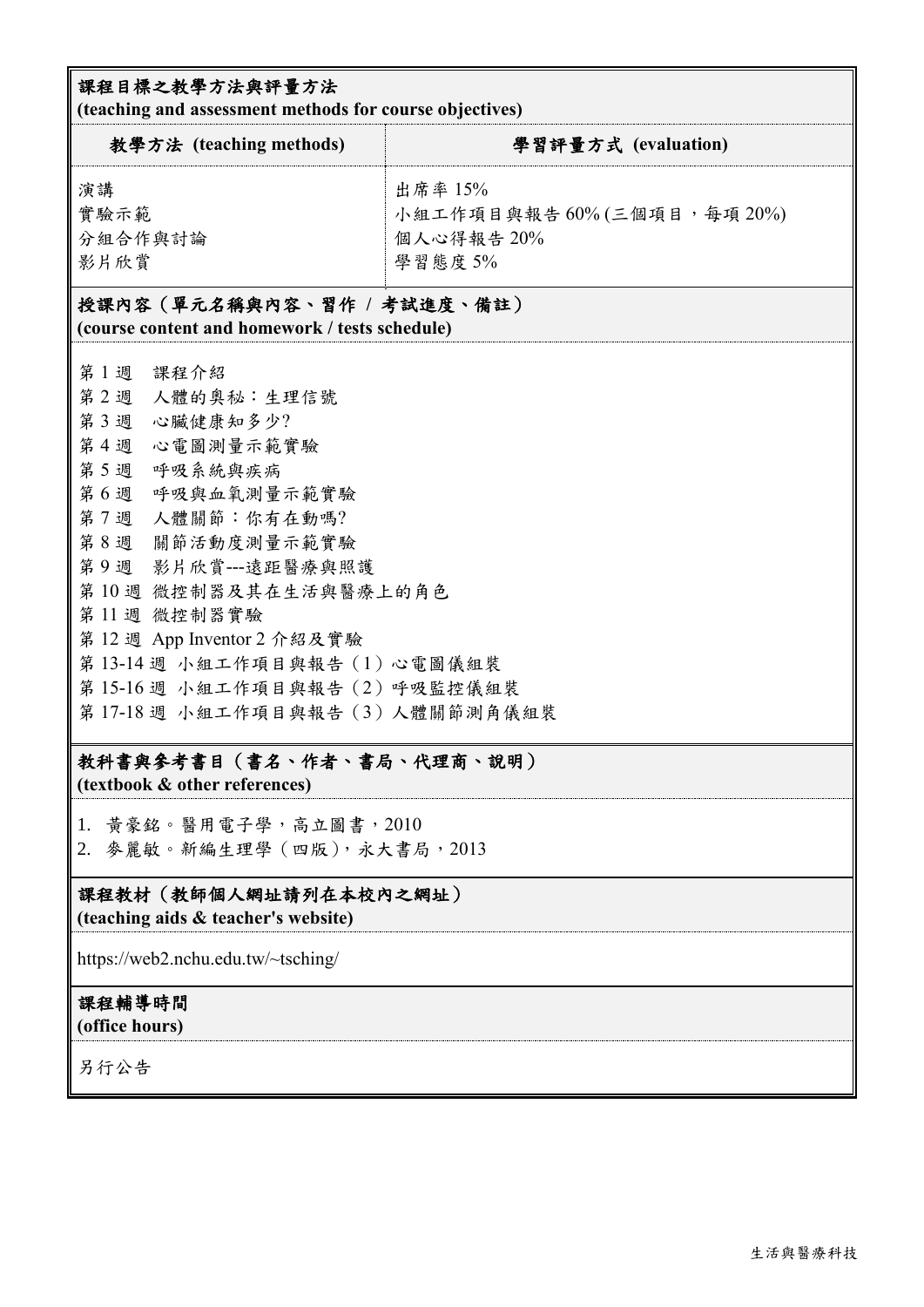## 課程目標之教學方法與評量方法
**(teaching and assessment methods for course objectives)**

| 教學方法 (teaching methods) | 學習評量方式 (evaluation) |
|---|---|
| 演講<br>實驗示範<br>分組合作與討論<br>影片欣賞 | 出席率 15%<br>小組工作項目與報告 60% (三個項目，每項 20%)<br>個人心得報告 20%<br>學習態度 5% |

## 授課內容（單元名稱與內容、習作 / 考試進度、備註）
**(course content and homework / tests schedule)**

第 1 週　課程介紹
第 2 週　人體的奧秘：生理信號
第 3 週　心臟健康知多少?
第 4 週　心電圖測量示範實驗
第 5 週　呼吸系統與疾病
第 6 週　呼吸與血氧測量示範實驗
第 7 週　人體關節：你有在動嗎?
第 8 週　關節活動度測量示範實驗
第 9 週　影片欣賞---遠距醫療與照護
第 10 週 微控制器及其在生活與醫療上的角色
第 11 週 微控制器實驗
第 12 週 App Inventor 2 介紹及實驗
第 13-14 週 小組工作項目與報告（1）心電圖儀組裝
第 15-16 週 小組工作項目與報告（2）呼吸監控儀組裝
第 17-18 週 小組工作項目與報告（3）人體關節測角儀組裝

## 教科書與參考書目（書名、作者、書局、代理商、說明）
**(textbook & other references)**

1. 黃豪銘。醫用電子學，高立圖書，2010
2. 麥麗敏。新編生理學（四版），永大書局，2013

## 課程教材（教師個人網址請列在本校內之網址）
**(teaching aids & teacher's website)**

https://web2.nchu.edu.tw/~tsching/

## 課程輔導時間
**(office hours)**

另行公告